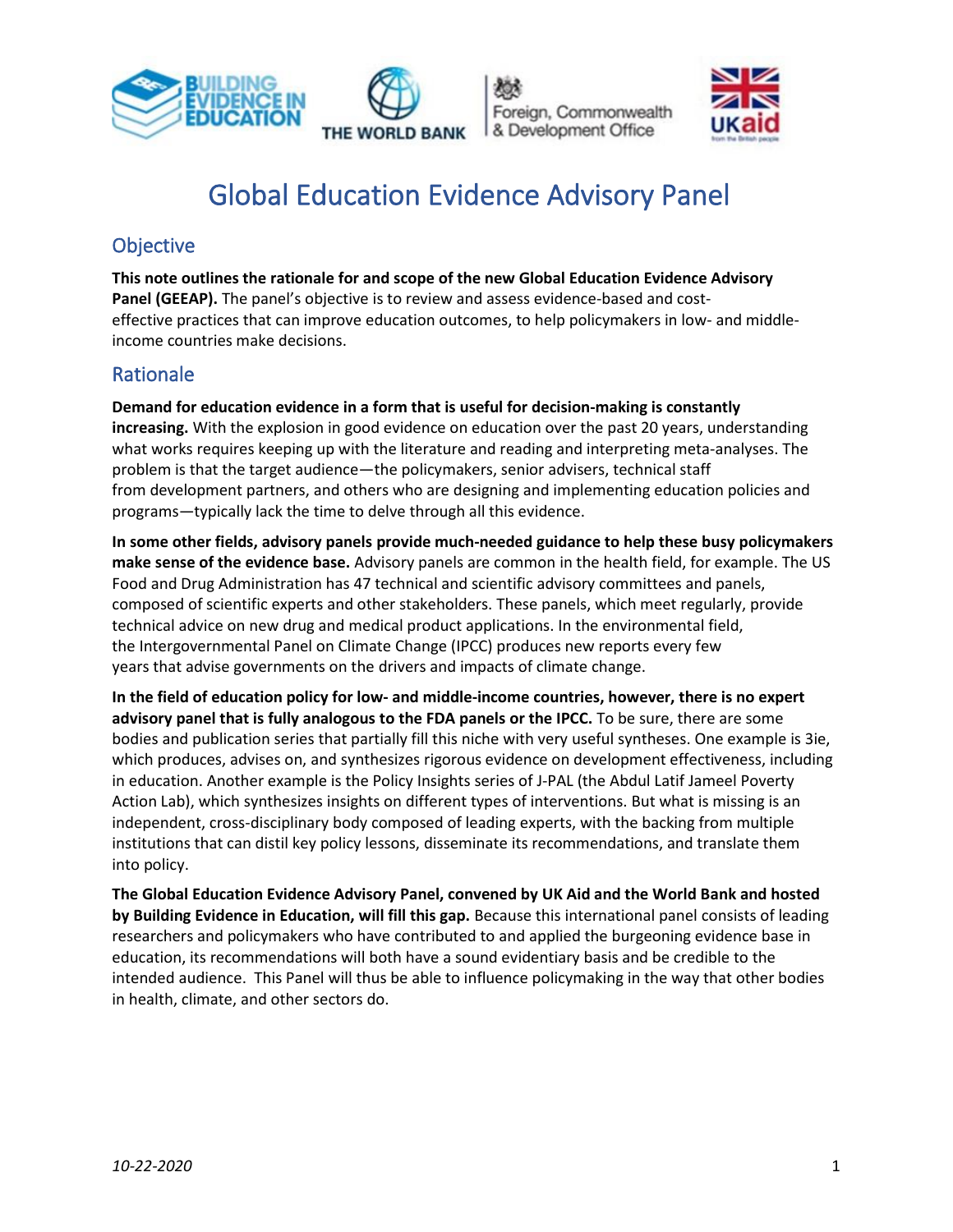# Global Education Evidence Advisory Panel

## Objective

**This note outlines the rationale for and scope of the new Global Education Evidence Advisory Panel (GEEAP).** The panel's objective is to review and assess evidence-based and cost-effective practices that can improve education outcomes, to help policymakers in low- and middle-income countries make decisions.

## Rationale

**Demand for education evidence in a form that is useful for decision-making is constantly increasing.** With the explosion in good evidence on education over the past 20 years, understanding what works requires keeping up with the literature and reading and interpreting meta-analyses. The problem is that the target audience—the policymakers, senior advisers, technical staff from development partners, and others who are designing and implementing education policies and programs—typically lack the time to delve through all this evidence.

**In some other fields, advisory panels provide much-needed guidance to help these busy policymakers make sense of the evidence base.** Advisory panels are common in the health field, for example. The US Food and Drug Administration has 47 technical and scientific advisory committees and panels, composed of scientific experts and other stakeholders. These panels, which meet regularly, provide technical advice on new drug and medical product applications. In the environmental field, the Intergovernmental Panel on Climate Change (IPCC) produces new reports every few years that advise governments on the drivers and impacts of climate change.

**In the field of education policy for low- and middle-income countries, however, there is no expert advisory panel that is fully analogous to the FDA panels or the IPCC.** To be sure, there are some bodies and publication series that partially fill this niche with very useful syntheses. One example is 3ie, which produces, advises on, and synthesizes rigorous evidence on development effectiveness, including in education. Another example is the Policy Insights series of J-PAL (the Abdul Latif Jameel Poverty Action Lab), which synthesizes insights on different types of interventions. But what is missing is an independent, cross-disciplinary body composed of leading experts, with the backing from multiple institutions that can distil key policy lessons, disseminate its recommendations, and translate them into policy.

**The Global Education Evidence Advisory Panel, convened by UK Aid and the World Bank and hosted by Building Evidence in Education, will fill this gap.** Because this international panel consists of leading researchers and policymakers who have contributed to and applied the burgeoning evidence base in education, its recommendations will both have a sound evidentiary basis and be credible to the intended audience. This Panel will thus be able to influence policymaking in the way that other bodies in health, climate, and other sectors do.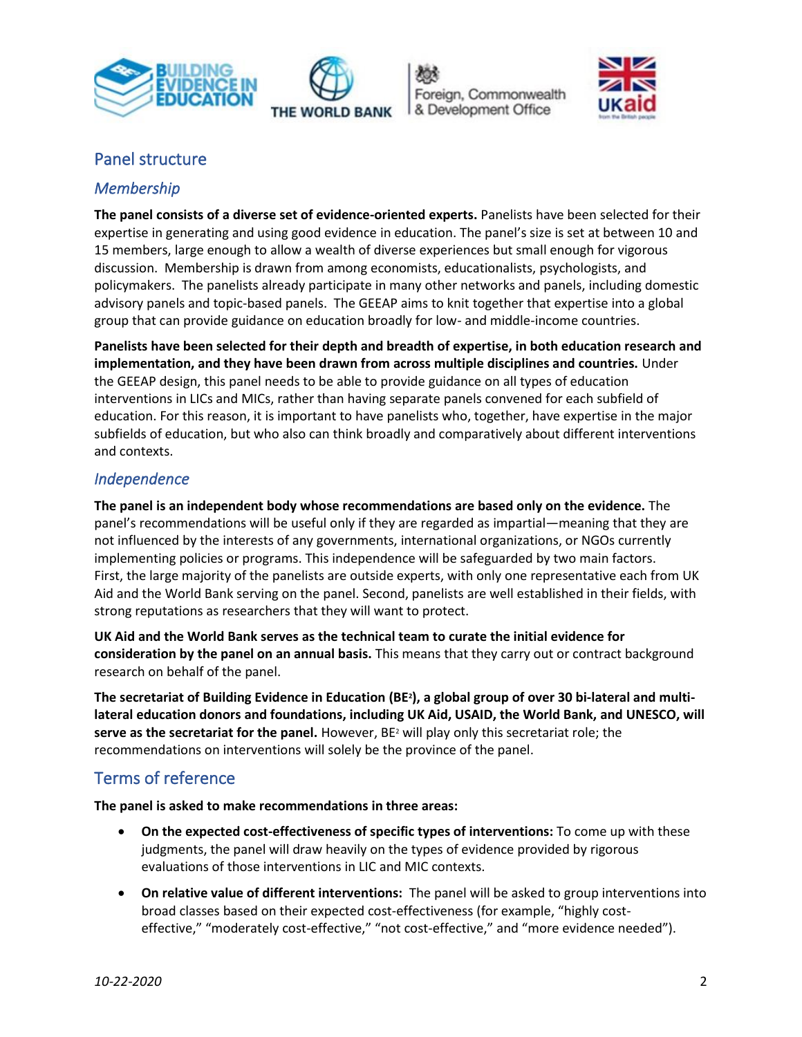## Panel structure

### *Membership*

**The panel consists of a diverse set of evidence-oriented experts.** Panelists have been selected for their expertise in generating and using good evidence in education. The panel's size is set at between 10 and 15 members, large enough to allow a wealth of diverse experiences but small enough for vigorous discussion. Membership is drawn from among economists, educationalists, psychologists, and policymakers. The panelists already participate in many other networks and panels, including domestic advisory panels and topic-based panels. The GEEAP aims to knit together that expertise into a global group that can provide guidance on education broadly for low- and middle-income countries.

**Panelists have been selected for their depth and breadth of expertise, in both education research and implementation, and they have been drawn from across multiple disciplines and countries.** Under the GEEAP design, this panel needs to be able to provide guidance on all types of education interventions in LICs and MICs, rather than having separate panels convened for each subfield of education. For this reason, it is important to have panelists who, together, have expertise in the major subfields of education, but who also can think broadly and comparatively about different interventions and contexts.

### *Independence*

**The panel is an independent body whose recommendations are based only on the evidence.** The panel's recommendations will be useful only if they are regarded as impartial—meaning that they are not influenced by the interests of any governments, international organizations, or NGOs currently implementing policies or programs. This independence will be safeguarded by two main factors. First, the large majority of the panelists are outside experts, with only one representative each from UK Aid and the World Bank serving on the panel. Second, panelists are well established in their fields, with strong reputations as researchers that they will want to protect.

**UK Aid and the World Bank serves as the technical team to curate the initial evidence for consideration by the panel on an annual basis.** This means that they carry out or contract background research on behalf of the panel.

**The secretariat of Building Evidence in Education (BE²), a global group of over 30 bi-lateral and multi-lateral education donors and foundations, including UK Aid, USAID, the World Bank, and UNESCO, will serve as the secretariat for the panel.** However, BE² will play only this secretariat role; the recommendations on interventions will solely be the province of the panel.

## Terms of reference

**The panel is asked to make recommendations in three areas:**

- **On the expected cost-effectiveness of specific types of interventions:** To come up with these judgments, the panel will draw heavily on the types of evidence provided by rigorous evaluations of those interventions in LIC and MIC contexts.
- **On relative value of different interventions:** The panel will be asked to group interventions into broad classes based on their expected cost-effectiveness (for example, "highly cost-effective," "moderately cost-effective," "not cost-effective," and "more evidence needed").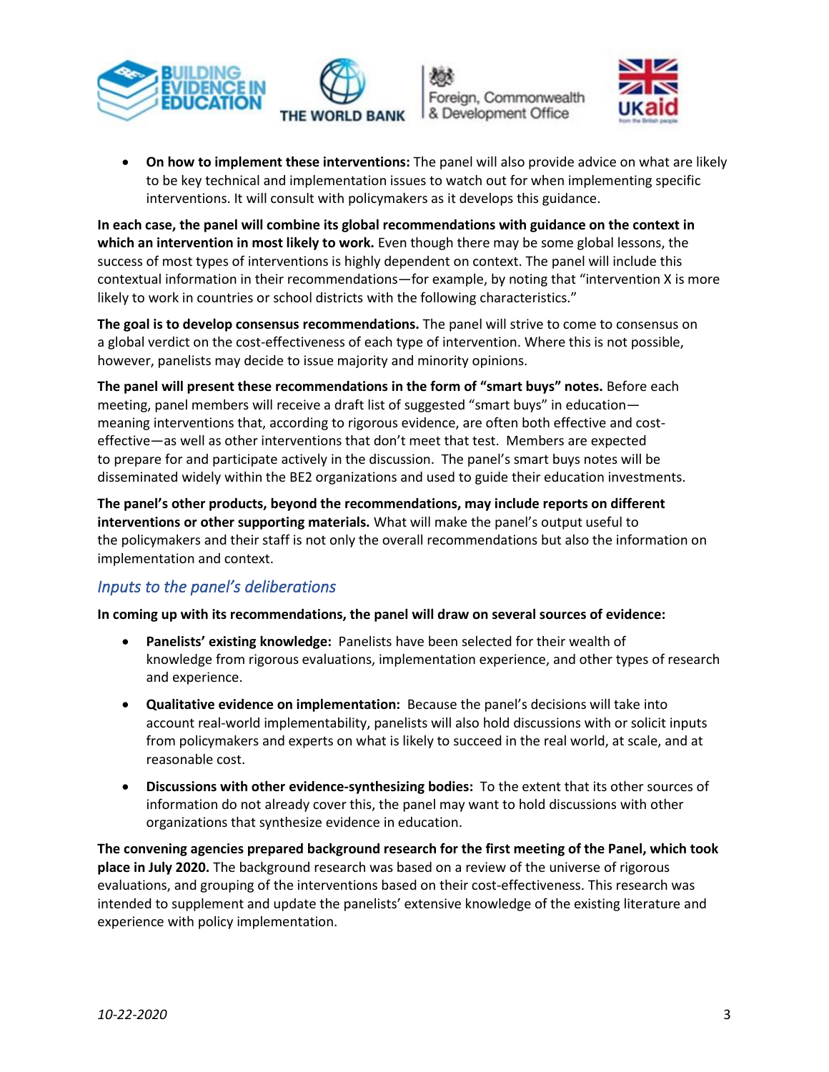- **On how to implement these interventions:** The panel will also provide advice on what are likely to be key technical and implementation issues to watch out for when implementing specific interventions. It will consult with policymakers as it develops this guidance.

**In each case, the panel will combine its global recommendations with guidance on the context in which an intervention in most likely to work.** Even though there may be some global lessons, the success of most types of interventions is highly dependent on context. The panel will include this contextual information in their recommendations—for example, by noting that "intervention X is more likely to work in countries or school districts with the following characteristics."

**The goal is to develop consensus recommendations.** The panel will strive to come to consensus on a global verdict on the cost-effectiveness of each type of intervention. Where this is not possible, however, panelists may decide to issue majority and minority opinions.

**The panel will present these recommendations in the form of "smart buys" notes.** Before each meeting, panel members will receive a draft list of suggested "smart buys" in education—meaning interventions that, according to rigorous evidence, are often both effective and cost-effective—as well as other interventions that don't meet that test. Members are expected to prepare for and participate actively in the discussion. The panel's smart buys notes will be disseminated widely within the BE2 organizations and used to guide their education investments.

**The panel's other products, beyond the recommendations, may include reports on different interventions or other supporting materials.** What will make the panel's output useful to the policymakers and their staff is not only the overall recommendations but also the information on implementation and context.

## *Inputs to the panel's deliberations*

**In coming up with its recommendations, the panel will draw on several sources of evidence:**

- **Panelists' existing knowledge:** Panelists have been selected for their wealth of knowledge from rigorous evaluations, implementation experience, and other types of research and experience.
- **Qualitative evidence on implementation:** Because the panel's decisions will take into account real-world implementability, panelists will also hold discussions with or solicit inputs from policymakers and experts on what is likely to succeed in the real world, at scale, and at reasonable cost.
- **Discussions with other evidence-synthesizing bodies:** To the extent that its other sources of information do not already cover this, the panel may want to hold discussions with other organizations that synthesize evidence in education.

**The convening agencies prepared background research for the first meeting of the Panel, which took place in July 2020.** The background research was based on a review of the universe of rigorous evaluations, and grouping of the interventions based on their cost-effectiveness. This research was intended to supplement and update the panelists' extensive knowledge of the existing literature and experience with policy implementation.